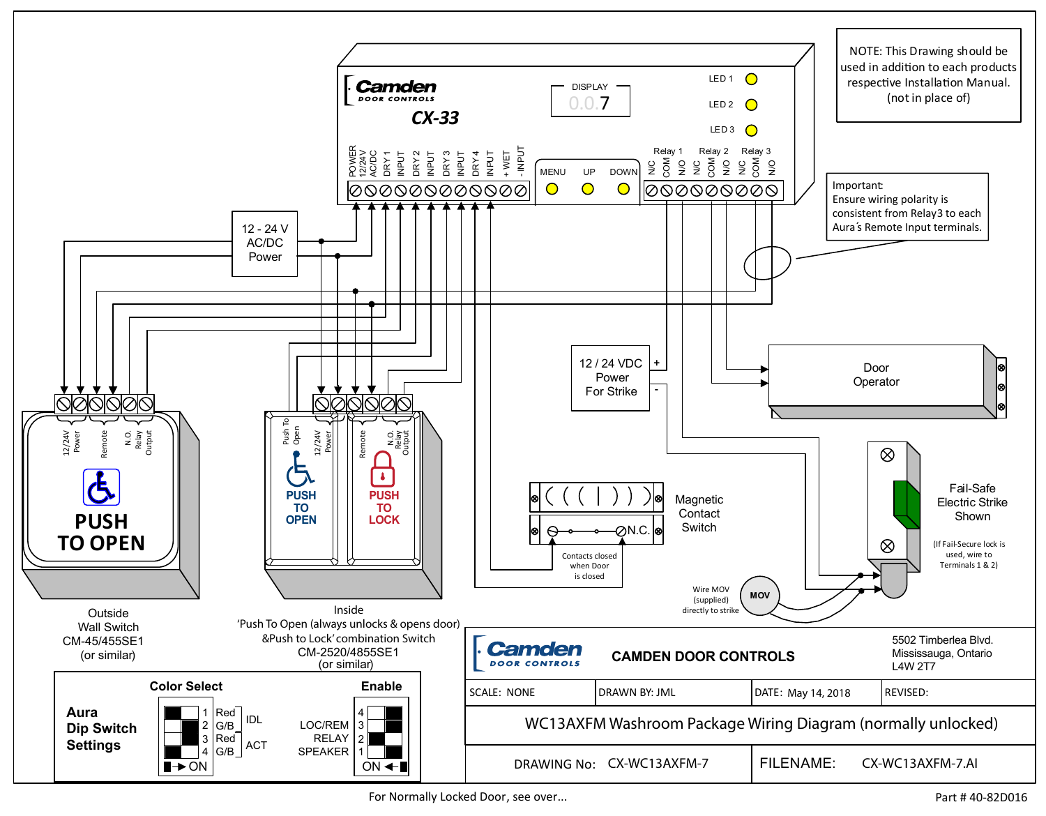NOTE: This Drawing should be used in addition to each products respective Installation Manual. (not in place of)

**Camden DOOR CONTROLS**

**CX-33**

DISPLAY 0.0.7

LED 1
LED 2
LED 3

POWER 12/24V AC/DC | DRY 1 | INPUT | DRY 2 | INPUT | DRY 3 | INPUT | DRY 4 | INPUT | + WET | - INPUT

MENU | UP | DOWN

Relay 1: N/C COM N/O | Relay 2: N/C COM N/O | Relay 3: N/C COM N/O

Important:
Ensure wiring polarity is consistent from Relay3 to each Aura's Remote Input terminals.

12 - 24 V AC/DC Power

12 / 24 VDC Power For Strike (+ / -)

Door Operator

Magnetic Contact Switch

N.C.

Contacts closed when Door is closed

Fail-Safe Electric Strike Shown

(If Fail-Secure lock is used, wire to Terminals 1 & 2)

Wire MOV (supplied) directly to strike

MOV

12/24V Power | Remote | N.O. Relay Output

PUSH TO OPEN

Outside Wall Switch CM-45/455SE1 (or similar)

Push To Open | 12/24V Power | Remote | N.O. Relay Output

PUSH TO OPEN

PUSH TO LOCK

Inside 'Push To Open (always unlocks & opens door) &Push to Lock' combination Switch CM-2520/4855SE1 (or similar)

**Aura Dip Switch Settings**

**Color Select**

| | Switch | |
|---|---|---|
| 1 | Red | IDL |
| 2 | G/B | IDL |
| 3 | Red | ACT |
| 4 | G/B | ACT |

→ ON

**Enable**

| Switch | Function |
|---|---|
| 4 | LOC/REM |
| 3 | |
| 2 | RELAY |
| 1 | SPEAKER |

ON ←

**Camden DOOR CONTROLS**

**CAMDEN DOOR CONTROLS**

5502 Timberlea Blvd.
Mississauga, Ontario
L4W 2T7

| SCALE: NONE | DRAWN BY: JML | DATE: May 14, 2018 | REVISED: |
|---|---|---|---|

WC13AXFM Washroom Package Wiring Diagram (normally unlocked)

DRAWING No: CX-WC13AXFM-7 | FILENAME: CX-WC13AXFM-7.AI

For Normally Locked Door, see over...

Part # 40-82D016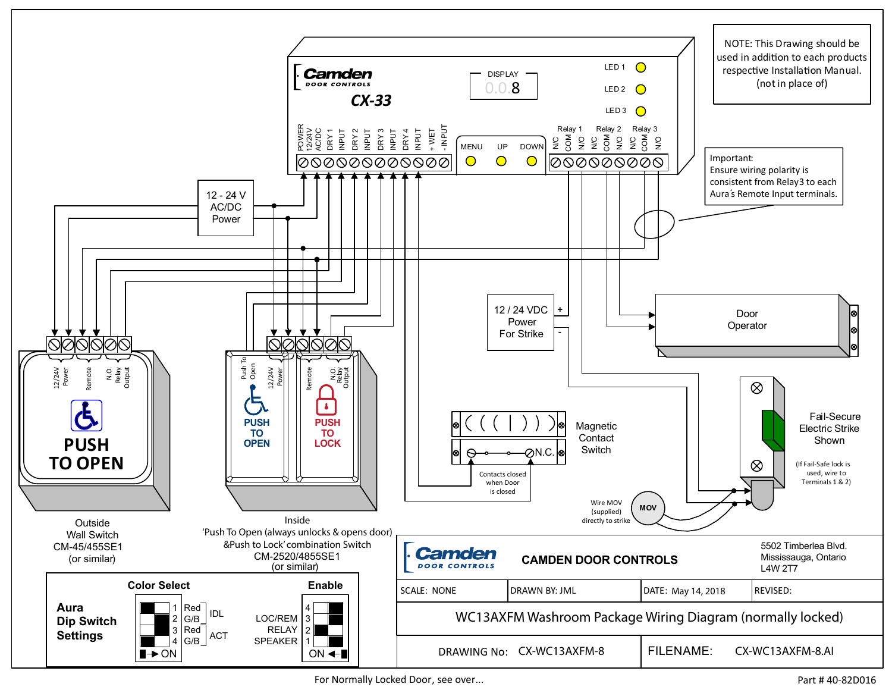NOTE: This Drawing should be used in addition to each products respective Installation Manual. (not in place of)

Camden DOOR CONTROLS

CX-33

DISPLAY 0.0 8

LED 1
LED 2
LED 3

POWER 12/24V AC/DC, DRY 1, INPUT, DRY 2, INPUT, DRY 3, INPUT, DRY 4, INPUT, + WET, - INPUT

MENU UP DOWN

Relay 1: N/C COM N/O
Relay 2: N/C COM N/O
Relay 3: N/C COM N/O

Important: Ensure wiring polarity is consistent from Relay3 to each Aura's Remote Input terminals.

12 - 24 V AC/DC Power

12 / 24 VDC Power For Strike (+ / -)

Door Operator

Magnetic Contact Switch

N.C.

Contacts closed when Door is closed

Fail-Secure Electric Strike Shown

(If Fail-Safe lock is used, wire to Terminals 1 & 2)

Wire MOV (supplied) directly to strike

MOV

12/24V Power | Remote | N.O. Relay Output

PUSH TO OPEN

Outside Wall Switch CM-45/455SE1 (or similar)

Push To Open | 12/24V Power | Remote | N.O. Relay Output

PUSH TO OPEN

PUSH TO LOCK

Inside 'Push To Open (always unlocks & opens door) &Push to Lock' combination Switch CM-2520/4855SE1 (or similar)

**Aura Dip Switch Settings**

| Color Select | | | Enable | |
|---|---|---|---|---|
| 1 | Red | IDL | 4 | LOC/REM |
| 2 | G/B | | 3 | RELAY |
| 3 | Red | ACT | 2 | SPEAKER |
| 4 | G/B | | 1 | |
| ON | | | ON | |

Camden DOOR CONTROLS

CAMDEN DOOR CONTROLS

5502 Timberlea Blvd.
Mississauga, Ontario
L4W 2T7

| SCALE: NONE | DRAWN BY: JML | DATE: May 14, 2018 | REVISED: |
|---|---|---|---|

WC13AXFM Washroom Package Wiring Diagram (normally locked)

DRAWING No: CX-WC13AXFM-8 | FILENAME: CX-WC13AXFM-8.AI

For Normally Locked Door, see over...

Part # 40-82D016